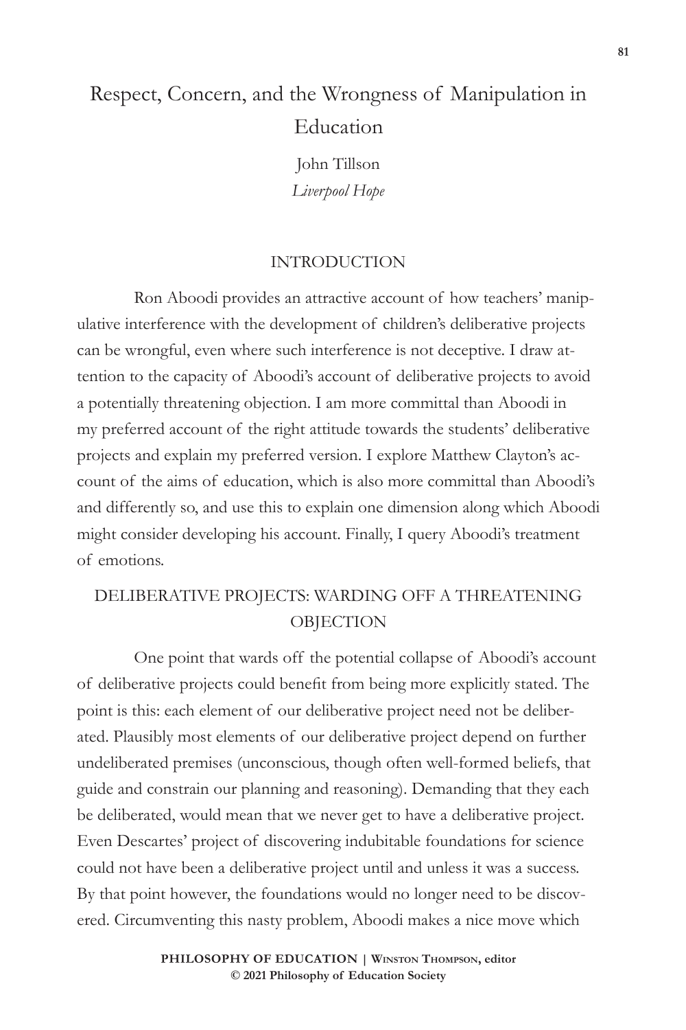# Respect, Concern, and the Wrongness of Manipulation in Education

John Tillson
*Liverpool Hope*

## INTRODUCTION

Ron Aboodi provides an attractive account of how teachers' manipulative interference with the development of children's deliberative projects can be wrongful, even where such interference is not deceptive. I draw attention to the capacity of Aboodi's account of deliberative projects to avoid a potentially threatening objection. I am more committal than Aboodi in my preferred account of the right attitude towards the students' deliberative projects and explain my preferred version. I explore Matthew Clayton's account of the aims of education, which is also more committal than Aboodi's and differently so, and use this to explain one dimension along which Aboodi might consider developing his account. Finally, I query Aboodi's treatment of emotions.

## DELIBERATIVE PROJECTS: WARDING OFF A THREATENING OBJECTION

One point that wards off the potential collapse of Aboodi's account of deliberative projects could benefit from being more explicitly stated. The point is this: each element of our deliberative project need not be deliberated. Plausibly most elements of our deliberative project depend on further undeliberated premises (unconscious, though often well-formed beliefs, that guide and constrain our planning and reasoning). Demanding that they each be deliberated, would mean that we never get to have a deliberative project. Even Descartes' project of discovering indubitable foundations for science could not have been a deliberative project until and unless it was a success. By that point however, the foundations would no longer need to be discovered. Circumventing this nasty problem, Aboodi makes a nice move which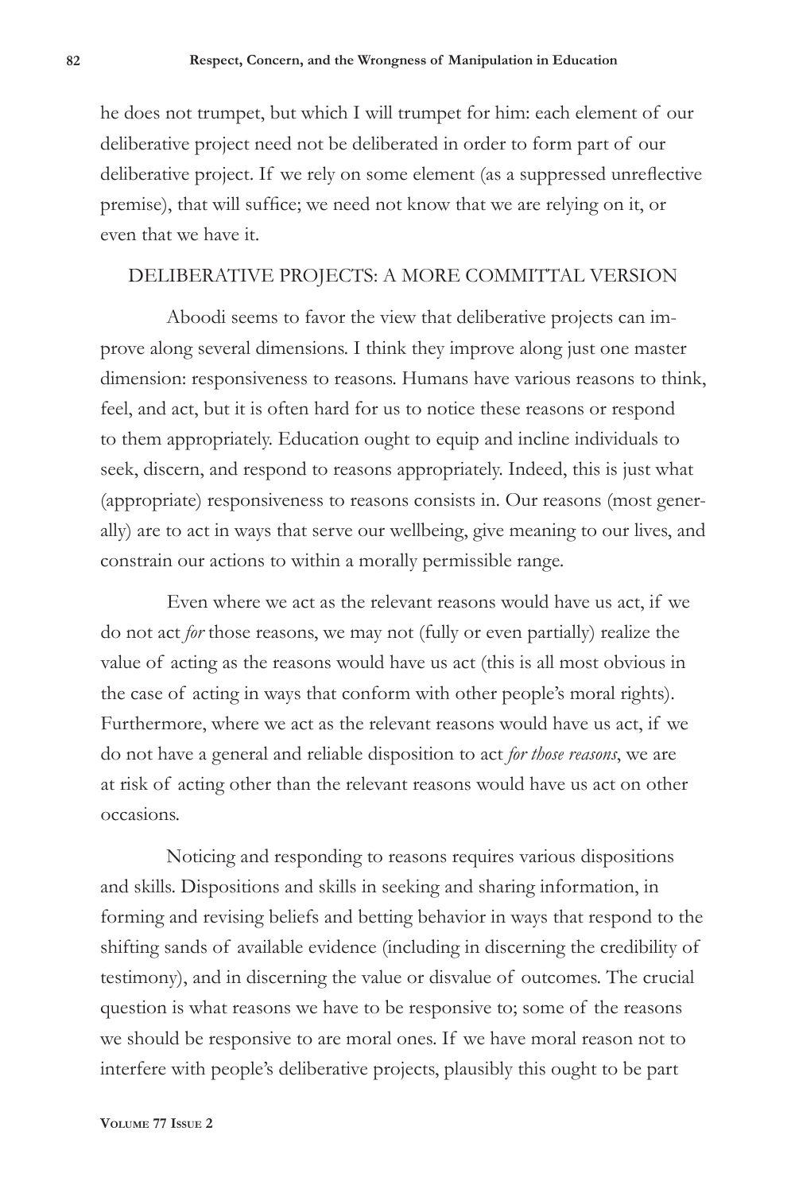he does not trumpet, but which I will trumpet for him: each element of our deliberative project need not be deliberated in order to form part of our deliberative project. If we rely on some element (as a suppressed unreflective premise), that will suffice; we need not know that we are relying on it, or even that we have it.

## DELIBERATIVE PROJECTS: A MORE COMMITTAL VERSION

Aboodi seems to favor the view that deliberative projects can improve along several dimensions. I think they improve along just one master dimension: responsiveness to reasons. Humans have various reasons to think, feel, and act, but it is often hard for us to notice these reasons or respond to them appropriately. Education ought to equip and incline individuals to seek, discern, and respond to reasons appropriately. Indeed, this is just what (appropriate) responsiveness to reasons consists in. Our reasons (most generally) are to act in ways that serve our wellbeing, give meaning to our lives, and constrain our actions to within a morally permissible range.

Even where we act as the relevant reasons would have us act, if we do not act *for* those reasons, we may not (fully or even partially) realize the value of acting as the reasons would have us act (this is all most obvious in the case of acting in ways that conform with other people's moral rights). Furthermore, where we act as the relevant reasons would have us act, if we do not have a general and reliable disposition to act *for those reasons*, we are at risk of acting other than the relevant reasons would have us act on other occasions.

Noticing and responding to reasons requires various dispositions and skills. Dispositions and skills in seeking and sharing information, in forming and revising beliefs and betting behavior in ways that respond to the shifting sands of available evidence (including in discerning the credibility of testimony), and in discerning the value or disvalue of outcomes. The crucial question is what reasons we have to be responsive to; some of the reasons we should be responsive to are moral ones. If we have moral reason not to interfere with people's deliberative projects, plausibly this ought to be part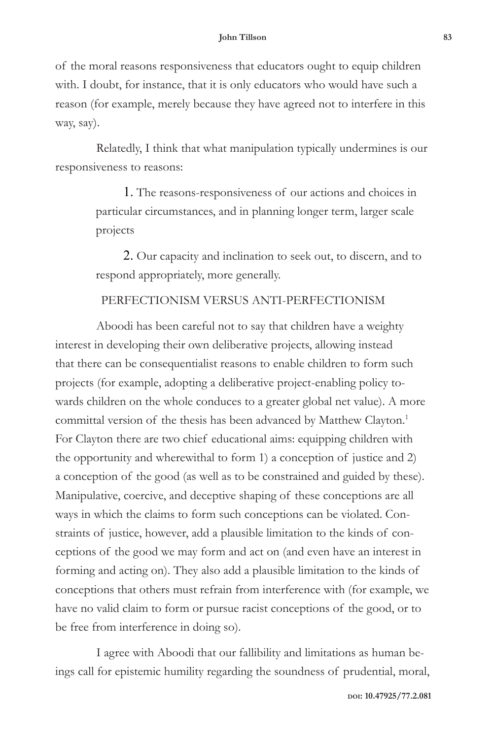of the moral reasons responsiveness that educators ought to equip children with. I doubt, for instance, that it is only educators who would have such a reason (for example, merely because they have agreed not to interfere in this way, say).

Relatedly, I think that what manipulation typically undermines is our responsiveness to reasons:

> 1. The reasons-responsiveness of our actions and choices in particular circumstances, and in planning longer term, larger scale projects
>
> 2. Our capacity and inclination to seek out, to discern, and to respond appropriately, more generally.

## PERFECTIONISM VERSUS ANTI-PERFECTIONISM

Aboodi has been careful not to say that children have a weighty interest in developing their own deliberative projects, allowing instead that there can be consequentialist reasons to enable children to form such projects (for example, adopting a deliberative project-enabling policy towards children on the whole conduces to a greater global net value). A more committal version of the thesis has been advanced by Matthew Clayton.[1] For Clayton there are two chief educational aims: equipping children with the opportunity and wherewithal to form 1) a conception of justice and 2) a conception of the good (as well as to be constrained and guided by these). Manipulative, coercive, and deceptive shaping of these conceptions are all ways in which the claims to form such conceptions can be violated. Constraints of justice, however, add a plausible limitation to the kinds of conceptions of the good we may form and act on (and even have an interest in forming and acting on). They also add a plausible limitation to the kinds of conceptions that others must refrain from interference with (for example, we have no valid claim to form or pursue racist conceptions of the good, or to be free from interference in doing so).

I agree with Aboodi that our fallibility and limitations as human beings call for epistemic humility regarding the soundness of prudential, moral,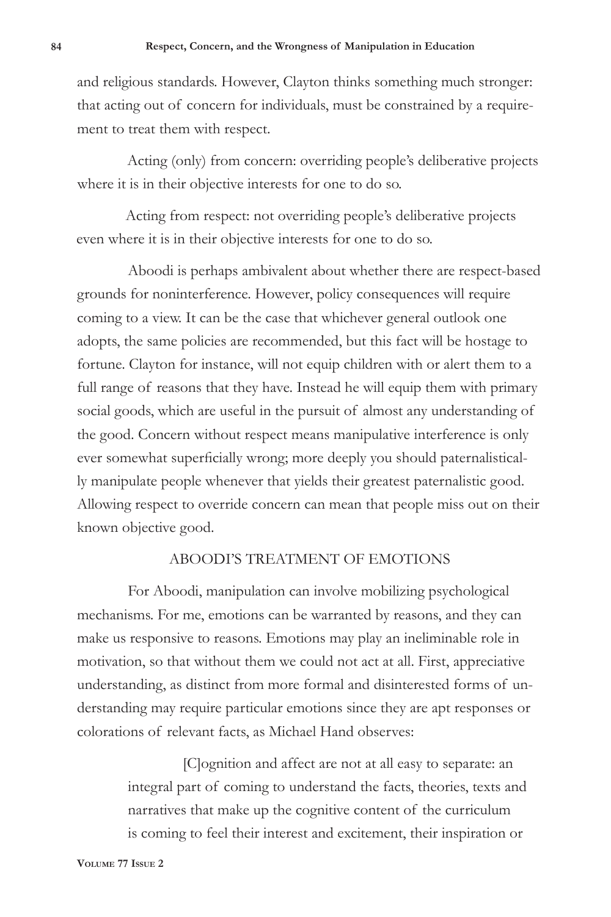and religious standards. However, Clayton thinks something much stronger: that acting out of concern for individuals, must be constrained by a requirement to treat them with respect.

Acting (only) from concern: overriding people's deliberative projects where it is in their objective interests for one to do so.

Acting from respect: not overriding people's deliberative projects even where it is in their objective interests for one to do so.

Aboodi is perhaps ambivalent about whether there are respect-based grounds for noninterference. However, policy consequences will require coming to a view. It can be the case that whichever general outlook one adopts, the same policies are recommended, but this fact will be hostage to fortune. Clayton for instance, will not equip children with or alert them to a full range of reasons that they have. Instead he will equip them with primary social goods, which are useful in the pursuit of almost any understanding of the good. Concern without respect means manipulative interference is only ever somewhat superficially wrong; more deeply you should paternalistically manipulate people whenever that yields their greatest paternalistic good. Allowing respect to override concern can mean that people miss out on their known objective good.

## ABOODI'S TREATMENT OF EMOTIONS

For Aboodi, manipulation can involve mobilizing psychological mechanisms. For me, emotions can be warranted by reasons, and they can make us responsive to reasons. Emotions may play an ineliminable role in motivation, so that without them we could not act at all. First, appreciative understanding, as distinct from more formal and disinterested forms of understanding may require particular emotions since they are apt responses or colorations of relevant facts, as Michael Hand observes:

> [C]ognition and affect are not at all easy to separate: an integral part of coming to understand the facts, theories, texts and narratives that make up the cognitive content of the curriculum is coming to feel their interest and excitement, their inspiration or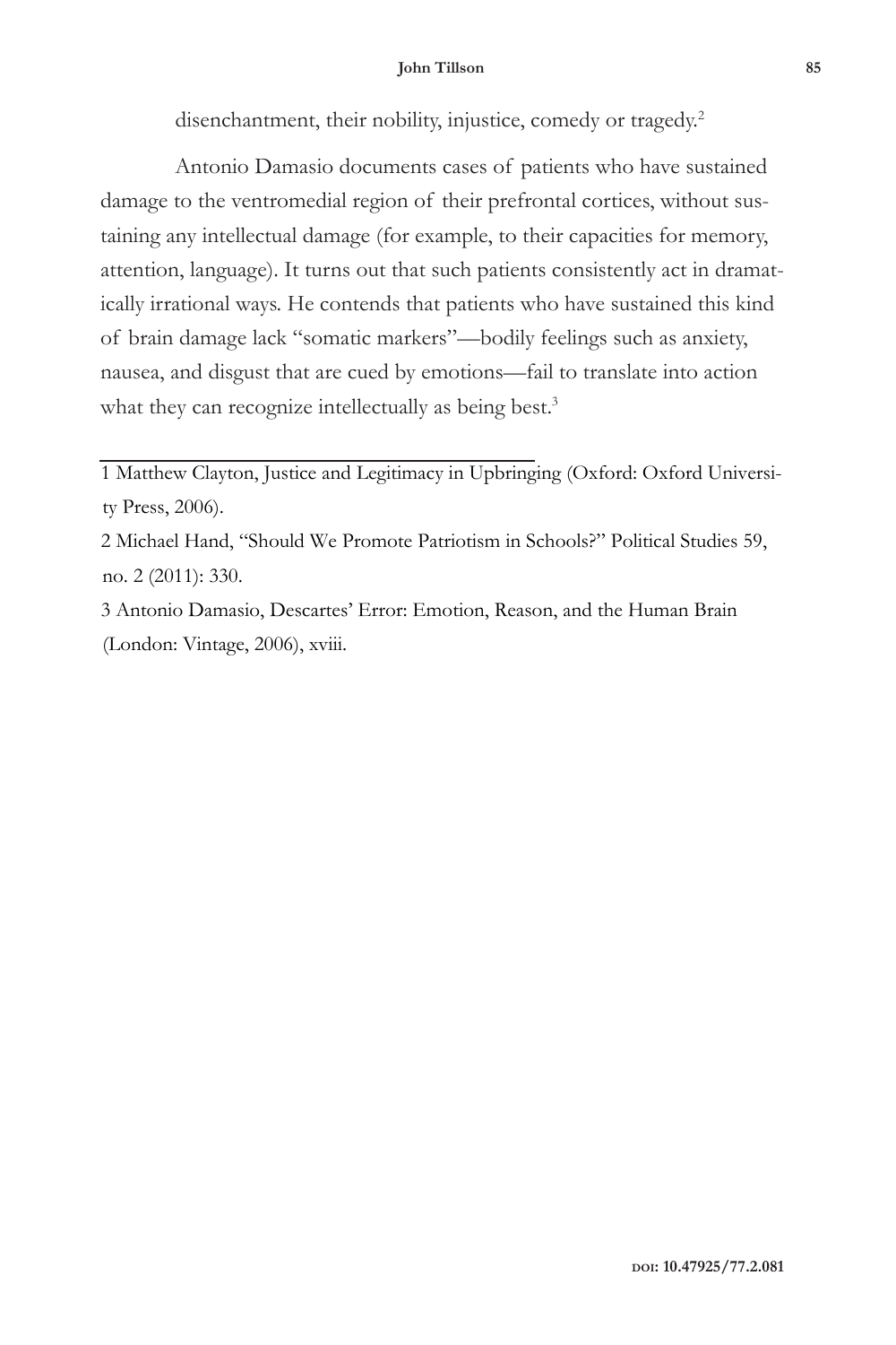disenchantment, their nobility, injustice, comedy or tragedy.[2]

Antonio Damasio documents cases of patients who have sustained damage to the ventromedial region of their prefrontal cortices, without sustaining any intellectual damage (for example, to their capacities for memory, attention, language). It turns out that such patients consistently act in dramatically irrational ways. He contends that patients who have sustained this kind of brain damage lack "somatic markers"—bodily feelings such as anxiety, nausea, and disgust that are cued by emotions—fail to translate into action what they can recognize intellectually as being best.[3]

---

1 Matthew Clayton, Justice and Legitimacy in Upbringing (Oxford: Oxford University Press, 2006).

2 Michael Hand, "Should We Promote Patriotism in Schools?" Political Studies 59, no. 2 (2011): 330.

3 Antonio Damasio, Descartes' Error: Emotion, Reason, and the Human Brain (London: Vintage, 2006), xviii.